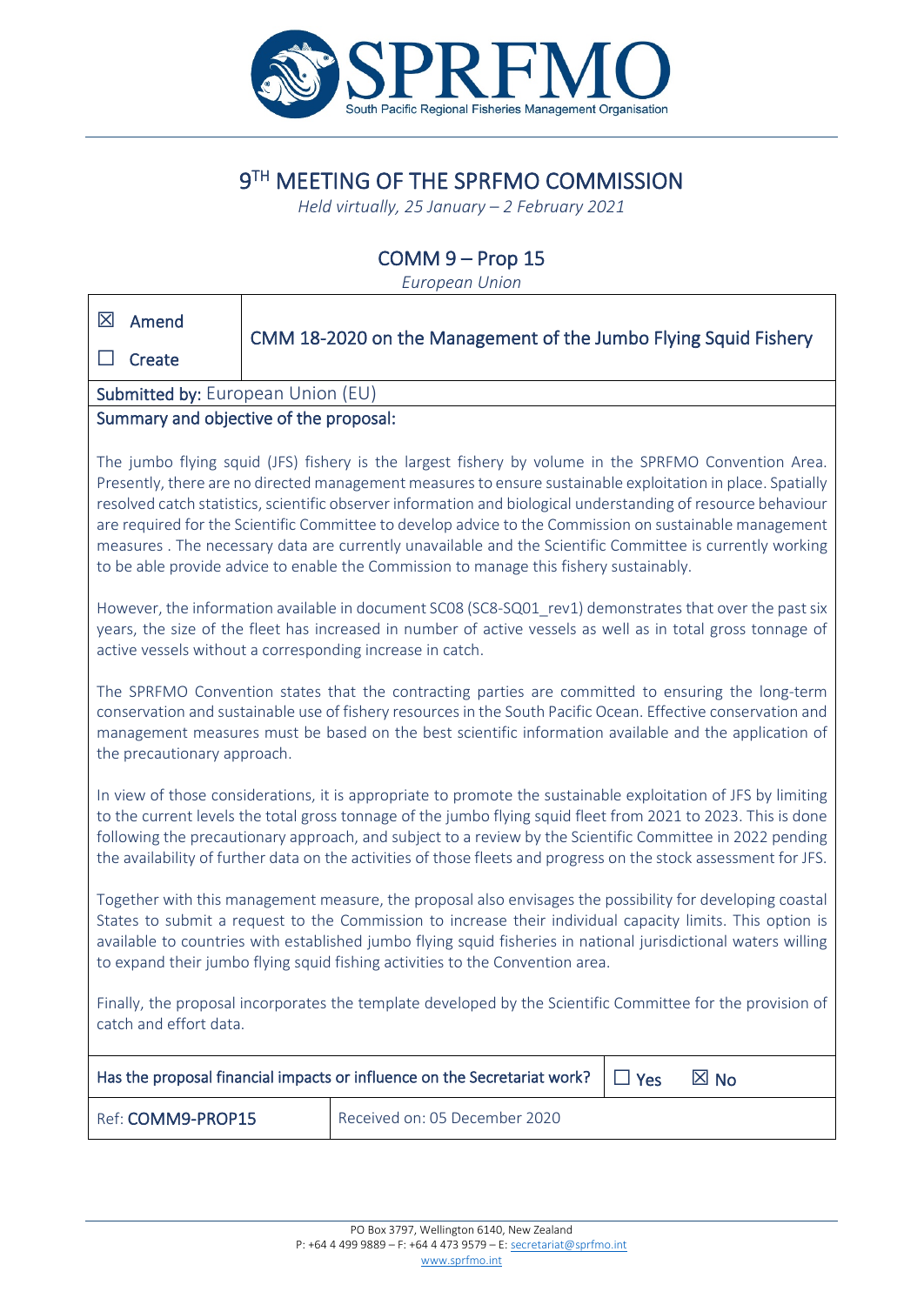# 9[TH] MEETING OF THE SPRFMO COMMISSION

*Held virtually, 25 January – 2 February 2021*

## COMM 9 – Prop 15

*European Union*

| ☒ Amend<br>☐ Create | CMM 18-2020 on the Management of the Jumbo Flying Squid Fishery |
|---|---|

**Submitted by:** European Union (EU)

**Summary and objective of the proposal:**

The jumbo flying squid (JFS) fishery is the largest fishery by volume in the SPRFMO Convention Area. Presently, there are no directed management measures to ensure sustainable exploitation in place. Spatially resolved catch statistics, scientific observer information and biological understanding of resource behaviour are required for the Scientific Committee to develop advice to the Commission on sustainable management measures . The necessary data are currently unavailable and the Scientific Committee is currently working to be able provide advice to enable the Commission to manage this fishery sustainably.

However, the information available in document SC08 (SC8-SQ01_rev1) demonstrates that over the past six years, the size of the fleet has increased in number of active vessels as well as in total gross tonnage of active vessels without a corresponding increase in catch.

The SPRFMO Convention states that the contracting parties are committed to ensuring the long-term conservation and sustainable use of fishery resources in the South Pacific Ocean. Effective conservation and management measures must be based on the best scientific information available and the application of the precautionary approach.

In view of those considerations, it is appropriate to promote the sustainable exploitation of JFS by limiting to the current levels the total gross tonnage of the jumbo flying squid fleet from 2021 to 2023. This is done following the precautionary approach, and subject to a review by the Scientific Committee in 2022 pending the availability of further data on the activities of those fleets and progress on the stock assessment for JFS.

Together with this management measure, the proposal also envisages the possibility for developing coastal States to submit a request to the Commission to increase their individual capacity limits. This option is available to countries with established jumbo flying squid fisheries in national jurisdictional waters willing to expand their jumbo flying squid fishing activities to the Convention area.

Finally, the proposal incorporates the template developed by the Scientific Committee for the provision of catch and effort data.

| Has the proposal financial impacts or influence on the Secretariat work? | ☐ Yes ☒ No |
|---|---|
| Ref: **COMM9-PROP15** | Received on: 05 December 2020 |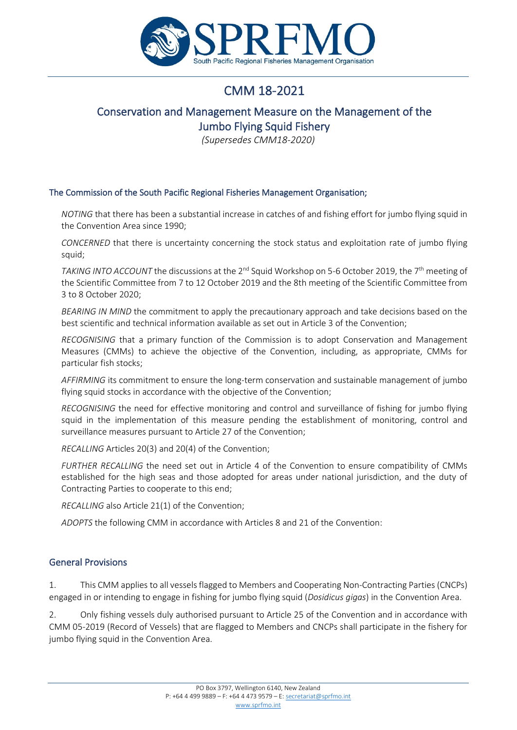# CMM 18-2021

## Conservation and Management Measure on the Management of the Jumbo Flying Squid Fishery

*(Supersedes CMM18-2020)*

### The Commission of the South Pacific Regional Fisheries Management Organisation;

*NOTING* that there has been a substantial increase in catches of and fishing effort for jumbo flying squid in the Convention Area since 1990;

*CONCERNED* that there is uncertainty concerning the stock status and exploitation rate of jumbo flying squid;

*TAKING INTO ACCOUNT* the discussions at the 2nd Squid Workshop on 5-6 October 2019, the 7th meeting of the Scientific Committee from 7 to 12 October 2019 and the 8th meeting of the Scientific Committee from 3 to 8 October 2020;

*BEARING IN MIND* the commitment to apply the precautionary approach and take decisions based on the best scientific and technical information available as set out in Article 3 of the Convention;

*RECOGNISING* that a primary function of the Commission is to adopt Conservation and Management Measures (CMMs) to achieve the objective of the Convention, including, as appropriate, CMMs for particular fish stocks;

*AFFIRMING* its commitment to ensure the long-term conservation and sustainable management of jumbo flying squid stocks in accordance with the objective of the Convention;

*RECOGNISING* the need for effective monitoring and control and surveillance of fishing for jumbo flying squid in the implementation of this measure pending the establishment of monitoring, control and surveillance measures pursuant to Article 27 of the Convention;

*RECALLING* Articles 20(3) and 20(4) of the Convention;

*FURTHER RECALLING* the need set out in Article 4 of the Convention to ensure compatibility of CMMs established for the high seas and those adopted for areas under national jurisdiction, and the duty of Contracting Parties to cooperate to this end;

*RECALLING* also Article 21(1) of the Convention;

*ADOPTS* the following CMM in accordance with Articles 8 and 21 of the Convention:

### General Provisions

1. This CMM applies to all vessels flagged to Members and Cooperating Non-Contracting Parties (CNCPs) engaged in or intending to engage in fishing for jumbo flying squid (*Dosidicus gigas*) in the Convention Area.

2. Only fishing vessels duly authorised pursuant to Article 25 of the Convention and in accordance with CMM 05-2019 (Record of Vessels) that are flagged to Members and CNCPs shall participate in the fishery for jumbo flying squid in the Convention Area.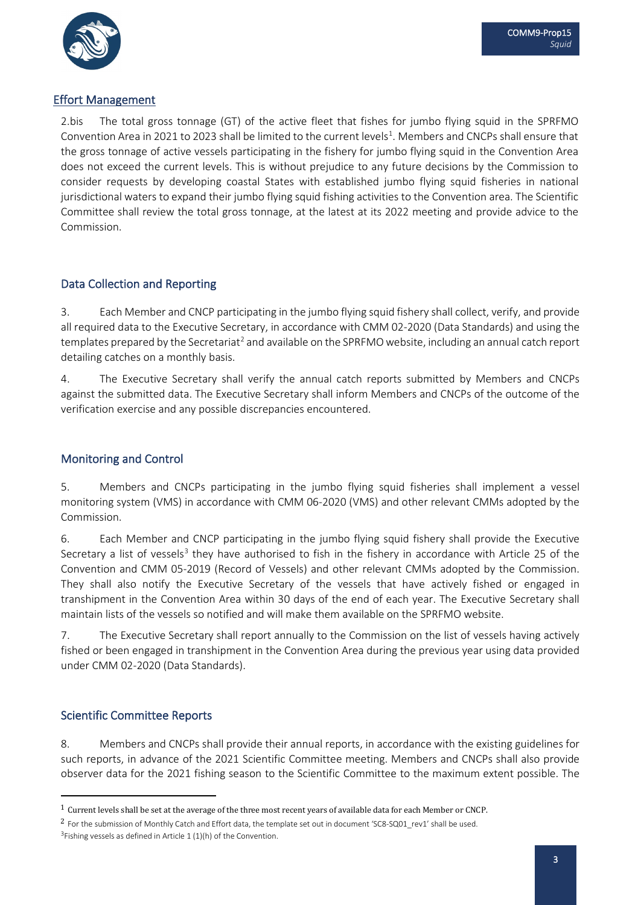## Effort Management

2.bis The total gross tonnage (GT) of the active fleet that fishes for jumbo flying squid in the SPRFMO Convention Area in 2021 to 2023 shall be limited to the current levels[1]. Members and CNCPs shall ensure that the gross tonnage of active vessels participating in the fishery for jumbo flying squid in the Convention Area does not exceed the current levels. This is without prejudice to any future decisions by the Commission to consider requests by developing coastal States with established jumbo flying squid fisheries in national jurisdictional waters to expand their jumbo flying squid fishing activities to the Convention area. The Scientific Committee shall review the total gross tonnage, at the latest at its 2022 meeting and provide advice to the Commission.

## Data Collection and Reporting

3. Each Member and CNCP participating in the jumbo flying squid fishery shall collect, verify, and provide all required data to the Executive Secretary, in accordance with CMM 02-2020 (Data Standards) and using the templates prepared by the Secretariat[2] and available on the SPRFMO website, including an annual catch report detailing catches on a monthly basis.

4. The Executive Secretary shall verify the annual catch reports submitted by Members and CNCPs against the submitted data. The Executive Secretary shall inform Members and CNCPs of the outcome of the verification exercise and any possible discrepancies encountered.

## Monitoring and Control

5. Members and CNCPs participating in the jumbo flying squid fisheries shall implement a vessel monitoring system (VMS) in accordance with CMM 06-2020 (VMS) and other relevant CMMs adopted by the Commission.

6. Each Member and CNCP participating in the jumbo flying squid fishery shall provide the Executive Secretary a list of vessels[3] they have authorised to fish in the fishery in accordance with Article 25 of the Convention and CMM 05-2019 (Record of Vessels) and other relevant CMMs adopted by the Commission. They shall also notify the Executive Secretary of the vessels that have actively fished or engaged in transhipment in the Convention Area within 30 days of the end of each year. The Executive Secretary shall maintain lists of the vessels so notified and will make them available on the SPRFMO website.

7. The Executive Secretary shall report annually to the Commission on the list of vessels having actively fished or been engaged in transhipment in the Convention Area during the previous year using data provided under CMM 02-2020 (Data Standards).

## Scientific Committee Reports

8. Members and CNCPs shall provide their annual reports, in accordance with the existing guidelines for such reports, in advance of the 2021 Scientific Committee meeting. Members and CNCPs shall also provide observer data for the 2021 fishing season to the Scientific Committee to the maximum extent possible. The

---

[1] Current levels shall be set at the average of the three most recent years of available data for each Member or CNCP.

[2] For the submission of Monthly Catch and Effort data, the template set out in document 'SC8-SQ01_rev1' shall be used.

[3] Fishing vessels as defined in Article 1 (1)(h) of the Convention.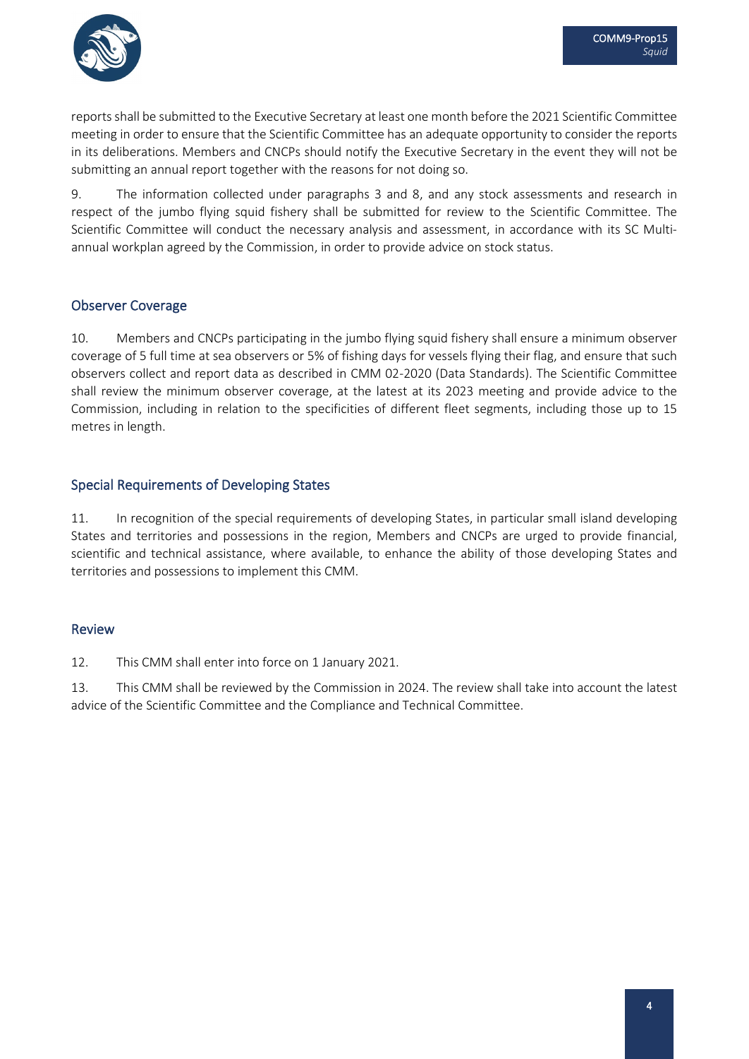reports shall be submitted to the Executive Secretary at least one month before the 2021 Scientific Committee meeting in order to ensure that the Scientific Committee has an adequate opportunity to consider the reports in its deliberations. Members and CNCPs should notify the Executive Secretary in the event they will not be submitting an annual report together with the reasons for not doing so.

9. The information collected under paragraphs 3 and 8, and any stock assessments and research in respect of the jumbo flying squid fishery shall be submitted for review to the Scientific Committee. The Scientific Committee will conduct the necessary analysis and assessment, in accordance with its SC Multi-annual workplan agreed by the Commission, in order to provide advice on stock status.

## Observer Coverage

10. Members and CNCPs participating in the jumbo flying squid fishery shall ensure a minimum observer coverage of 5 full time at sea observers or 5% of fishing days for vessels flying their flag, and ensure that such observers collect and report data as described in CMM 02-2020 (Data Standards). The Scientific Committee shall review the minimum observer coverage, at the latest at its 2023 meeting and provide advice to the Commission, including in relation to the specificities of different fleet segments, including those up to 15 metres in length.

## Special Requirements of Developing States

11. In recognition of the special requirements of developing States, in particular small island developing States and territories and possessions in the region, Members and CNCPs are urged to provide financial, scientific and technical assistance, where available, to enhance the ability of those developing States and territories and possessions to implement this CMM.

## Review

12. This CMM shall enter into force on 1 January 2021.

13. This CMM shall be reviewed by the Commission in 2024. The review shall take into account the latest advice of the Scientific Committee and the Compliance and Technical Committee.